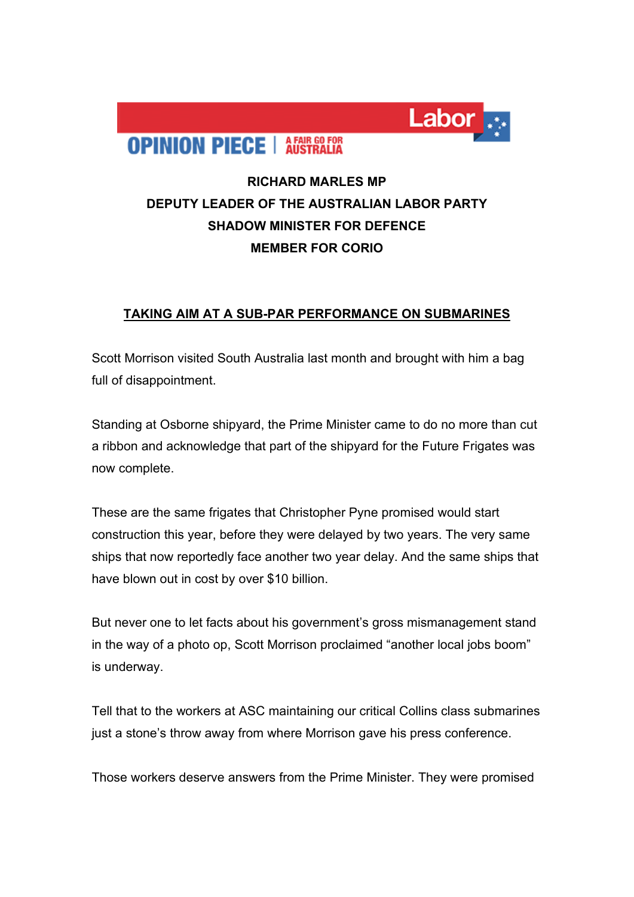Labor

**OPINION PIECE** | A FAIR GO FOR AUSTRALIA

**RICHARD MARLES MP**
**DEPUTY LEADER OF THE AUSTRALIAN LABOR PARTY**
**SHADOW MINISTER FOR DEFENCE**
**MEMBER FOR CORIO**

# TAKING AIM AT A SUB-PAR PERFORMANCE ON SUBMARINES

Scott Morrison visited South Australia last month and brought with him a bag full of disappointment.

Standing at Osborne shipyard, the Prime Minister came to do no more than cut a ribbon and acknowledge that part of the shipyard for the Future Frigates was now complete.

These are the same frigates that Christopher Pyne promised would start construction this year, before they were delayed by two years. The very same ships that now reportedly face another two year delay. And the same ships that have blown out in cost by over $10 billion.

But never one to let facts about his government's gross mismanagement stand in the way of a photo op, Scott Morrison proclaimed "another local jobs boom" is underway.

Tell that to the workers at ASC maintaining our critical Collins class submarines just a stone's throw away from where Morrison gave his press conference.

Those workers deserve answers from the Prime Minister. They were promised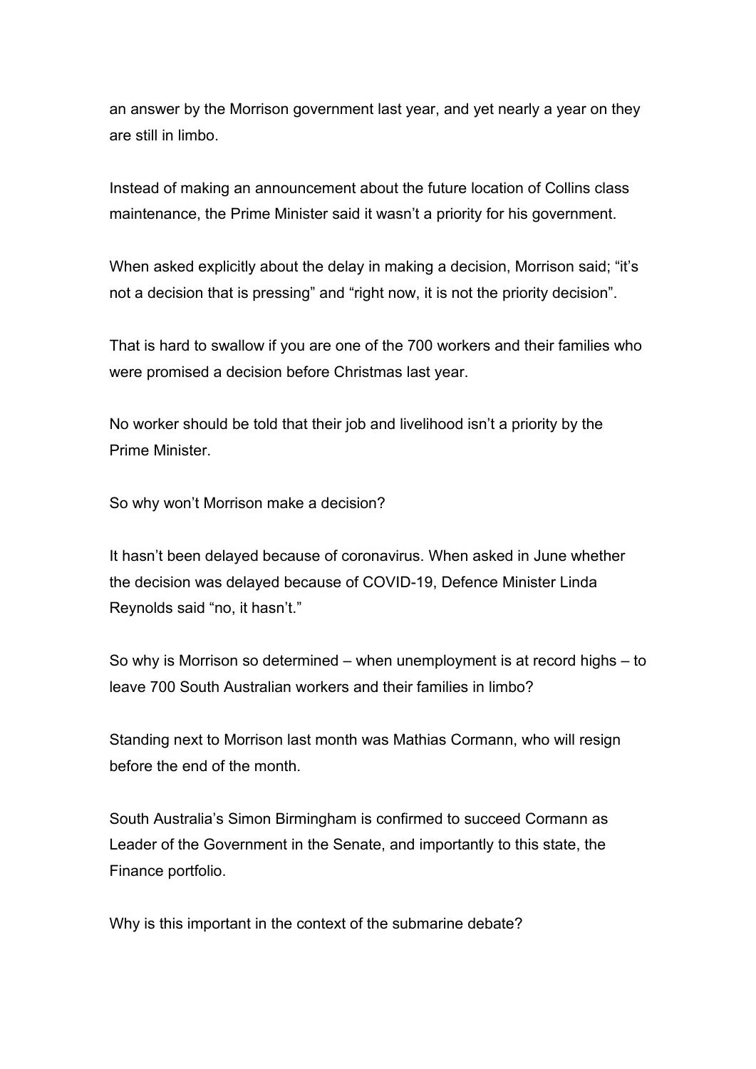an answer by the Morrison government last year, and yet nearly a year on they are still in limbo.

Instead of making an announcement about the future location of Collins class maintenance, the Prime Minister said it wasn't a priority for his government.

When asked explicitly about the delay in making a decision, Morrison said; "it's not a decision that is pressing" and "right now, it is not the priority decision".

That is hard to swallow if you are one of the 700 workers and their families who were promised a decision before Christmas last year.

No worker should be told that their job and livelihood isn't a priority by the Prime Minister.

So why won't Morrison make a decision?

It hasn't been delayed because of coronavirus. When asked in June whether the decision was delayed because of COVID-19, Defence Minister Linda Reynolds said "no, it hasn't."

So why is Morrison so determined – when unemployment is at record highs – to leave 700 South Australian workers and their families in limbo?

Standing next to Morrison last month was Mathias Cormann, who will resign before the end of the month.

South Australia's Simon Birmingham is confirmed to succeed Cormann as Leader of the Government in the Senate, and importantly to this state, the Finance portfolio.

Why is this important in the context of the submarine debate?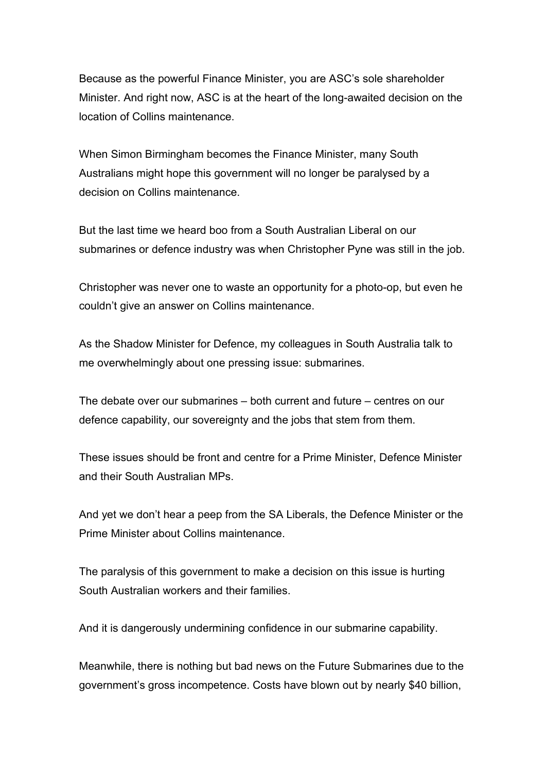Because as the powerful Finance Minister, you are ASC's sole shareholder Minister. And right now, ASC is at the heart of the long-awaited decision on the location of Collins maintenance.

When Simon Birmingham becomes the Finance Minister, many South Australians might hope this government will no longer be paralysed by a decision on Collins maintenance.

But the last time we heard boo from a South Australian Liberal on our submarines or defence industry was when Christopher Pyne was still in the job.

Christopher was never one to waste an opportunity for a photo-op, but even he couldn't give an answer on Collins maintenance.

As the Shadow Minister for Defence, my colleagues in South Australia talk to me overwhelmingly about one pressing issue: submarines.

The debate over our submarines – both current and future – centres on our defence capability, our sovereignty and the jobs that stem from them.

These issues should be front and centre for a Prime Minister, Defence Minister and their South Australian MPs.

And yet we don't hear a peep from the SA Liberals, the Defence Minister or the Prime Minister about Collins maintenance.

The paralysis of this government to make a decision on this issue is hurting South Australian workers and their families.

And it is dangerously undermining confidence in our submarine capability.

Meanwhile, there is nothing but bad news on the Future Submarines due to the government's gross incompetence. Costs have blown out by nearly $40 billion,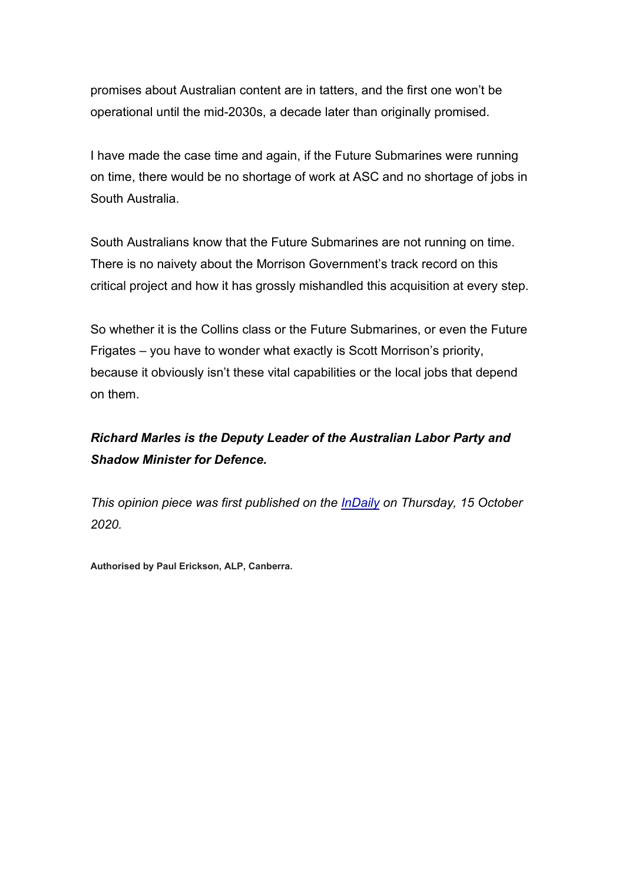promises about Australian content are in tatters, and the first one won't be operational until the mid-2030s, a decade later than originally promised.

I have made the case time and again, if the Future Submarines were running on time, there would be no shortage of work at ASC and no shortage of jobs in South Australia.

South Australians know that the Future Submarines are not running on time. There is no naivety about the Morrison Government's track record on this critical project and how it has grossly mishandled this acquisition at every step.

So whether it is the Collins class or the Future Submarines, or even the Future Frigates – you have to wonder what exactly is Scott Morrison's priority, because it obviously isn't these vital capabilities or the local jobs that depend on them.

***Richard Marles is the Deputy Leader of the Australian Labor Party and Shadow Minister for Defence.***

*This opinion piece was first published on the InDaily on Thursday, 15 October 2020.*

**Authorised by Paul Erickson, ALP, Canberra.**